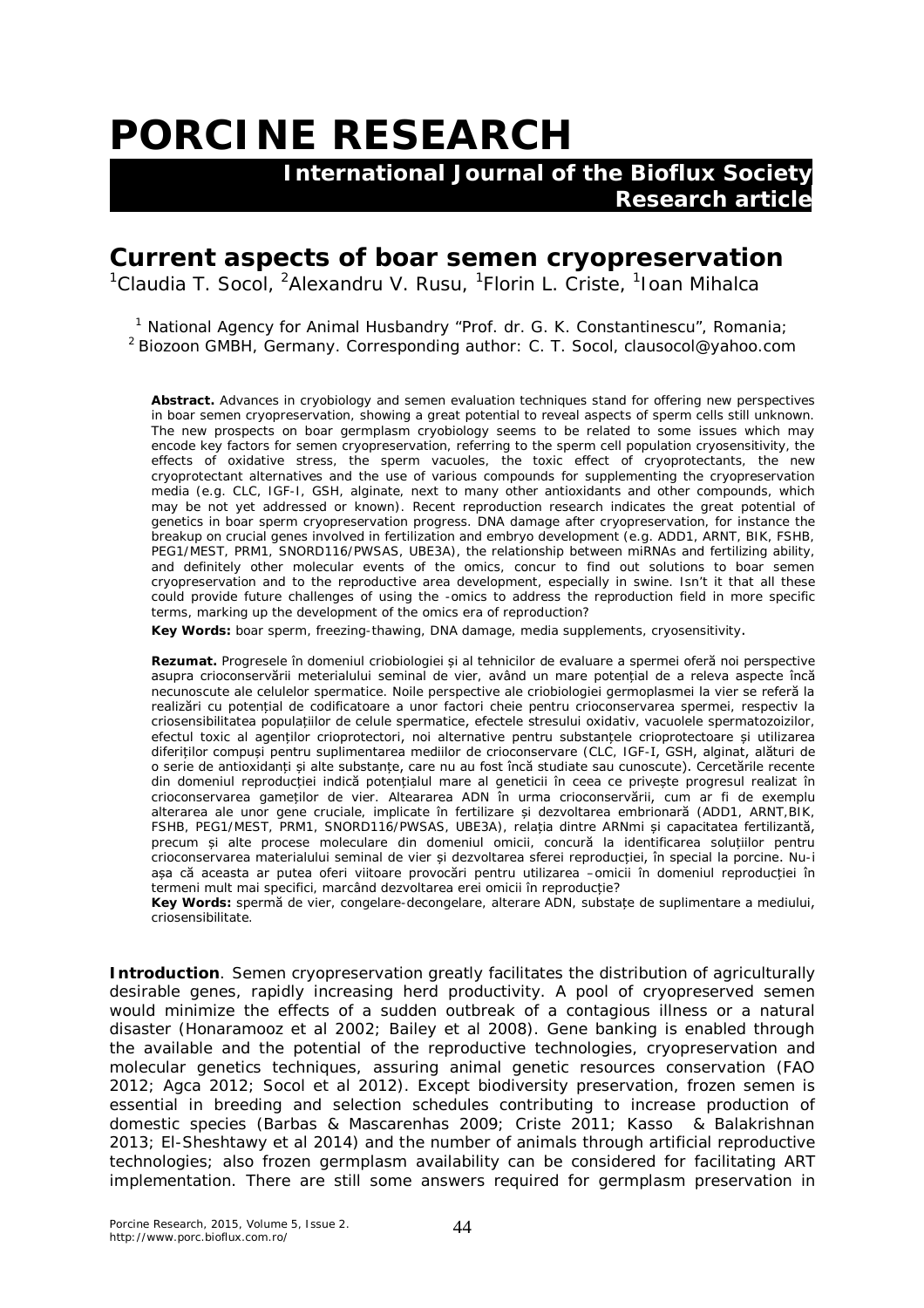# PORCINE RESEARCH

**International Journal of the Bioflux Society**
**Research article**

## Current aspects of boar semen cryopreservation

[1]Claudia T. Socol, [2]Alexandru V. Rusu, [1]Florin L. Criste, [1]Ioan Mihalca

[1] National Agency for Animal Husbandry "Prof. dr. G. K. Constantinescu", Romania; [2] Biozoon GMBH, Germany. Corresponding author: C. T. Socol, clausocol@yahoo.com

**Abstract.** Advances in cryobiology and semen evaluation techniques stand for offering new perspectives in boar semen cryopreservation, showing a great potential to reveal aspects of sperm cells still unknown. The new prospects on boar germplasm cryobiology seems to be related to some issues which may encode key factors for semen cryopreservation, referring to the sperm cell population cryosensitivity, the effects of oxidative stress, the sperm vacuoles, the toxic effect of cryoprotectants, the new cryoprotectant alternatives and the use of various compounds for supplementing the cryopreservation media (e.g. CLC, IGF-I, GSH, alginate, next to many other antioxidants and other compounds, which may be not yet addressed or known). Recent reproduction research indicates the great potential of genetics in boar sperm cryopreservation progress. DNA damage after cryopreservation, for instance the breakup on crucial genes involved in fertilization and embryo development (e.g. ADD1, ARNT, BIK, FSHB, PEG1/MEST, PRM1, SNORD116/PWSAS, UBE3A), the relationship between miRNAs and fertilizing ability, and definitely other molecular events of the omics, concur to find out solutions to boar semen cryopreservation and to the reproductive area development, especially in swine. Isn't it that all these could provide future challenges of using the -omics to address the reproduction field in more specific terms, marking up the development of the omics era of reproduction?

**Key Words:** boar sperm, freezing-thawing, DNA damage, media supplements, cryosensitivity.

**Rezumat.** Progresele în domeniul criobiologiei și al tehnicilor de evaluare a spermei oferă noi perspective asupra crioconservării meterialului seminal de vier, având un mare potențial de a releva aspecte încă necunoscute ale celulelor spermatice. Noile perspective ale criobiologiei germoplasmei la vier se referă la realizări cu potențial de codificatoare a unor factori cheie pentru crioconservarea spermei, respectiv la criosensibilitatea populațiilor de celule spermatice, efectele stresului oxidativ, vacuolele spermatozoizilor, efectul toxic al agenților crioprotectori, noi alternative pentru substanțele crioprotectoare și utilizarea diferiților compuși pentru suplimentarea mediilor de crioconservare (CLC, IGF-I, GSH, alginat, alături de o serie de antioxidanți și alte substanțe, care nu au fost încă studiate sau cunoscute). Cercetările recente din domeniul reproducției indică potențialul mare al geneticii în ceea ce privește progresul realizat în crioconservarea gameților de vier. Altearea ADN în urma crioconservării, cum ar fi de exemplu alterarea ale unor gene cruciale, implicate în fertilizare și dezvoltarea embrionară (ADD1, ARNT,BIK, FSHB, PEG1/MEST, PRM1, SNORD116/PWSAS, UBE3A), relația dintre ARNmi și capacitatea fertilizantă, precum și alte procese moleculare din domeniul omicii, concură la identificarea soluțiilor pentru crioconservarea materialului seminal de vier și dezvoltarea sferei reproducției, în special la porcine. Nu-i așa că aceasta ar putea oferi viitoare provocări pentru utilizarea –omicii în domeniul reproducției în termeni mult mai specifici, marcând dezvoltarea erei omicii în reproducție?

**Key Words:** spermă de vier, congelare-decongelare, alterare ADN, substațe de suplimentare a mediului, criosensibilitate.

**Introduction**. Semen cryopreservation greatly facilitates the distribution of agriculturally desirable genes, rapidly increasing herd productivity. A pool of cryopreserved semen would minimize the effects of a sudden outbreak of a contagious illness or a natural disaster (Honaramooz et al 2002; Bailey et al 2008). Gene banking is enabled through the available and the potential of the reproductive technologies, cryopreservation and molecular genetics techniques, assuring animal genetic resources conservation (FAO 2012; Agca 2012; Socol et al 2012). Except biodiversity preservation, frozen semen is essential in breeding and selection schedules contributing to increase production of domestic species (Barbas & Mascarenhas 2009; Criste 2011; Kasso & Balakrishnan 2013; El-Sheshtawy et al 2014) and the number of animals through artificial reproductive technologies; also frozen germplasm availability can be considered for facilitating ART implementation. There are still some answers required for germplasm preservation in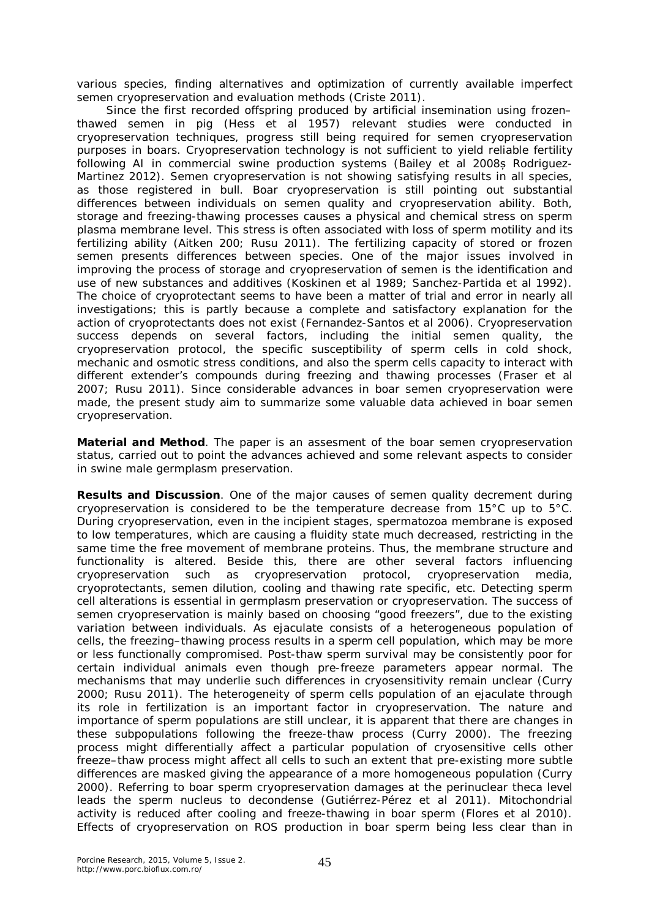various species, finding alternatives and optimization of currently available imperfect semen cryopreservation and evaluation methods (Criste 2011).

Since the first recorded offspring produced by artificial insemination using frozen–thawed semen in pig (Hess et al 1957) relevant studies were conducted in cryopreservation techniques, progress still being required for semen cryopreservation purposes in boars. Cryopreservation technology is not sufficient to yield reliable fertility following AI in commercial swine production systems (Bailey et al 2008ș Rodriguez-Martinez 2012). Semen cryopreservation is not showing satisfying results in all species, as those registered in bull. Boar cryopreservation is still pointing out substantial differences between individuals on semen quality and cryopreservation ability. Both, storage and freezing-thawing processes causes a physical and chemical stress on sperm plasma membrane level. This stress is often associated with loss of sperm motility and its fertilizing ability (Aitken 200; Rusu 2011). The fertilizing capacity of stored or frozen semen presents differences between species. One of the major issues involved in improving the process of storage and cryopreservation of semen is the identification and use of new substances and additives (Koskinen et al 1989; Sanchez-Partida et al 1992). The choice of cryoprotectant seems to have been a matter of trial and error in nearly all investigations; this is partly because a complete and satisfactory explanation for the action of cryoprotectants does not exist (Fernandez-Santos et al 2006). Cryopreservation success depends on several factors, including the initial semen quality, the cryopreservation protocol, the specific susceptibility of sperm cells in cold shock, mechanic and osmotic stress conditions, and also the sperm cells capacity to interact with different extender's compounds during freezing and thawing processes (Fraser et al 2007; Rusu 2011). Since considerable advances in boar semen cryopreservation were made, the present study aim to summarize some valuable data achieved in boar semen cryopreservation.

**Material and Method**. The paper is an assesment of the boar semen cryopreservation status, carried out to point the advances achieved and some relevant aspects to consider in swine male germplasm preservation.

**Results and Discussion**. One of the major causes of semen quality decrement during cryopreservation is considered to be the temperature decrease from 15°C up to 5°C. During cryopreservation, even in the incipient stages, spermatozoa membrane is exposed to low temperatures, which are causing a fluidity state much decreased, restricting in the same time the free movement of membrane proteins. Thus, the membrane structure and functionality is altered. Beside this, there are other several factors influencing cryopreservation such as cryopreservation protocol, cryopreservation media, cryoprotectants, semen dilution, cooling and thawing rate specific, etc. Detecting sperm cell alterations is essential in germplasm preservation or cryopreservation. The success of semen cryopreservation is mainly based on choosing "good freezers", due to the existing variation between individuals. As ejaculate consists of a heterogeneous population of cells, the freezing–thawing process results in a sperm cell population, which may be more or less functionally compromised. Post-thaw sperm survival may be consistently poor for certain individual animals even though pre-freeze parameters appear normal. The mechanisms that may underlie such differences in cryosensitivity remain unclear (Curry 2000; Rusu 2011). The heterogeneity of sperm cells population of an ejaculate through its role in fertilization is an important factor in cryopreservation. The nature and importance of sperm populations are still unclear, it is apparent that there are changes in these subpopulations following the freeze-thaw process (Curry 2000). The freezing process might differentially affect a particular population of cryosensitive cells other freeze–thaw process might affect all cells to such an extent that pre-existing more subtle differences are masked giving the appearance of a more homogeneous population (Curry 2000). Referring to boar sperm cryopreservation damages at the perinuclear theca level leads the sperm nucleus to decondense (Gutiérrez-Pérez et al 2011). Mitochondrial activity is reduced after cooling and freeze-thawing in boar sperm (Flores et al 2010). Effects of cryopreservation on ROS production in boar sperm being less clear than in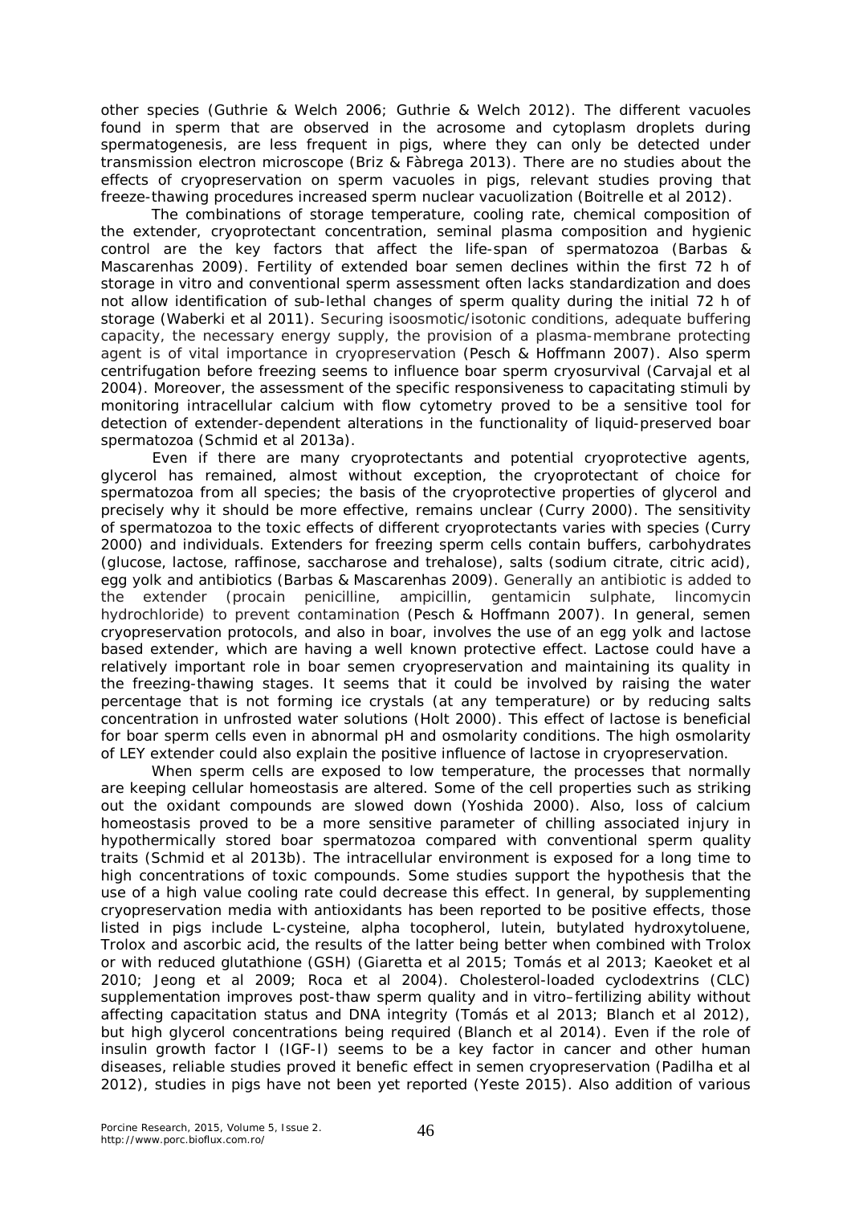other species (Guthrie & Welch 2006; Guthrie & Welch 2012). The different vacuoles found in sperm that are observed in the acrosome and cytoplasm droplets during spermatogenesis, are less frequent in pigs, where they can only be detected under transmission electron microscope (Briz & Fàbrega 2013). There are no studies about the effects of cryopreservation on sperm vacuoles in pigs, relevant studies proving that freeze-thawing procedures increased sperm nuclear vacuolization (Boitrelle et al 2012).

The combinations of storage temperature, cooling rate, chemical composition of the extender, cryoprotectant concentration, seminal plasma composition and hygienic control are the key factors that affect the life-span of spermatozoa (Barbas & Mascarenhas 2009). Fertility of extended boar semen declines within the first 72 h of storage in vitro and conventional sperm assessment often lacks standardization and does not allow identification of sub-lethal changes of sperm quality during the initial 72 h of storage (Waberki et al 2011). Securing isoosmotic/isotonic conditions, adequate buffering capacity, the necessary energy supply, the provision of a plasma-membrane protecting agent is of vital importance in cryopreservation (Pesch & Hoffmann 2007). Also sperm centrifugation before freezing seems to influence boar sperm cryosurvival (Carvajal et al 2004). Moreover, the assessment of the specific responsiveness to capacitating stimuli by monitoring intracellular calcium with flow cytometry proved to be a sensitive tool for detection of extender-dependent alterations in the functionality of liquid-preserved boar spermatozoa (Schmid et al 2013a).

Even if there are many cryoprotectants and potential cryoprotective agents, glycerol has remained, almost without exception, the cryoprotectant of choice for spermatozoa from all species; the basis of the cryoprotective properties of glycerol and precisely why it should be more effective, remains unclear (Curry 2000). The sensitivity of spermatozoa to the toxic effects of different cryoprotectants varies with species (Curry 2000) and individuals. Extenders for freezing sperm cells contain buffers, carbohydrates (glucose, lactose, raffinose, saccharose and trehalose), salts (sodium citrate, citric acid), egg yolk and antibiotics (Barbas & Mascarenhas 2009). Generally an antibiotic is added to the extender (procain penicilline, ampicillin, gentamicin sulphate, lincomycin hydrochloride) to prevent contamination (Pesch & Hoffmann 2007). In general, semen cryopreservation protocols, and also in boar, involves the use of an egg yolk and lactose based extender, which are having a well known protective effect. Lactose could have a relatively important role in boar semen cryopreservation and maintaining its quality in the freezing-thawing stages. It seems that it could be involved by raising the water percentage that is not forming ice crystals (at any temperature) or by reducing salts concentration in unfrosted water solutions (Holt 2000). This effect of lactose is beneficial for boar sperm cells even in abnormal pH and osmolarity conditions. The high osmolarity of LEY extender could also explain the positive influence of lactose in cryopreservation.

When sperm cells are exposed to low temperature, the processes that normally are keeping cellular homeostasis are altered. Some of the cell properties such as striking out the oxidant compounds are slowed down (Yoshida 2000). Also, loss of calcium homeostasis proved to be a more sensitive parameter of chilling associated injury in hypothermically stored boar spermatozoa compared with conventional sperm quality traits (Schmid et al 2013b). The intracellular environment is exposed for a long time to high concentrations of toxic compounds. Some studies support the hypothesis that the use of a high value cooling rate could decrease this effect. In general, by supplementing cryopreservation media with antioxidants has been reported to be positive effects, those listed in pigs include L-cysteine, alpha tocopherol, lutein, butylated hydroxytoluene, Trolox and ascorbic acid, the results of the latter being better when combined with Trolox or with reduced glutathione (GSH) (Giaretta et al 2015; Tomás et al 2013; Kaeoket et al 2010; Jeong et al 2009; Roca et al 2004). Cholesterol-loaded cyclodextrins (CLC) supplementation improves post-thaw sperm quality and in vitro–fertilizing ability without affecting capacitation status and DNA integrity (Tomás et al 2013; Blanch et al 2012), but high glycerol concentrations being required (Blanch et al 2014). Even if the role of insulin growth factor I (IGF-I) seems to be a key factor in cancer and other human diseases, reliable studies proved it benefic effect in semen cryopreservation (Padilha et al 2012), studies in pigs have not been yet reported (Yeste 2015). Also addition of various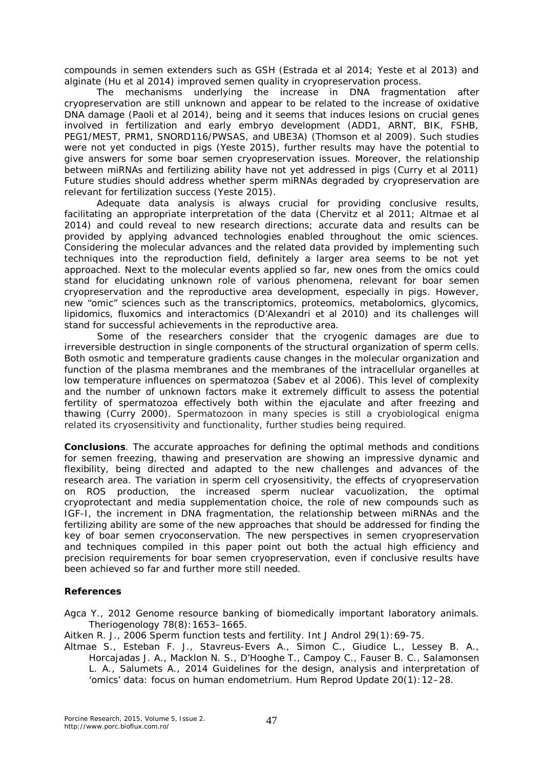compounds in semen extenders such as GSH (Estrada et al 2014; Yeste et al 2013) and alginate (Hu et al 2014) improved semen quality in cryopreservation process.

The mechanisms underlying the increase in DNA fragmentation after cryopreservation are still unknown and appear to be related to the increase of oxidative DNA damage (Paoli et al 2014), being and it seems that induces lesions on crucial genes involved in fertilization and early embryo development (ADD1, ARNT, BIK, FSHB, PEG1/MEST, PRM1, SNORD116/PWSAS, and UBE3A) (Thomson et al 2009). Such studies were not yet conducted in pigs (Yeste 2015), further results may have the potential to give answers for some boar semen cryopreservation issues. Moreover, the relationship between miRNAs and fertilizing ability have not yet addressed in pigs (Curry et al 2011) Future studies should address whether sperm miRNAs degraded by cryopreservation are relevant for fertilization success (Yeste 2015).

Adequate data analysis is always crucial for providing conclusive results, facilitating an appropriate interpretation of the data (Chervitz et al 2011; Altmae et al 2014) and could reveal to new research directions; accurate data and results can be provided by applying advanced technologies enabled throughout the omic sciences. Considering the molecular advances and the related data provided by implementing such techniques into the reproduction field, definitely a larger area seems to be not yet approached. Next to the molecular events applied so far, new ones from the omics could stand for elucidating unknown role of various phenomena, relevant for boar semen cryopreservation and the reproductive area development, especially in pigs. However, new "omic" sciences such as the transcriptomics, proteomics, metabolomics, glycomics, lipidomics, fluxomics and interactomics (D'Alexandri et al 2010) and its challenges will stand for successful achievements in the reproductive area.

Some of the researchers consider that the cryogenic damages are due to irreversible destruction in single components of the structural organization of sperm cells. Both osmotic and temperature gradients cause changes in the molecular organization and function of the plasma membranes and the membranes of the intracellular organelles at low temperature influences on spermatozoa (Sabev et al 2006). This level of complexity and the number of unknown factors make it extremely difficult to assess the potential fertility of spermatozoa effectively both within the ejaculate and after freezing and thawing (Curry 2000). Spermatozoon in many species is still a cryobiological enigma related its cryosensitivity and functionality, further studies being required.

**Conclusions**. The accurate approaches for defining the optimal methods and conditions for semen freezing, thawing and preservation are showing an impressive dynamic and flexibility, being directed and adapted to the new challenges and advances of the research area. The variation in sperm cell cryosensitivity, the effects of cryopreservation on ROS production, the increased sperm nuclear vacuolization, the optimal cryoprotectant and media supplementation choice, the role of new compounds such as IGF-I, the increment in DNA fragmentation, the relationship between miRNAs and the fertilizing ability are some of the new approaches that should be addressed for finding the key of boar semen cryoconservation. The new perspectives in semen cryopreservation and techniques compiled in this paper point out both the actual high efficiency and precision requirements for boar semen cryopreservation, even if conclusive results have been achieved so far and further more still needed.

**References**

Agca Y., 2012 Genome resource banking of biomedically important laboratory animals. Theriogenology 78(8):1653–1665.

Aitken R. J., 2006 Sperm function tests and fertility. Int J Androl 29(1):69-75.

Altmae S., Esteban F. J., Stavreus-Evers A., Simon C., Giudice L., Lessey B. A., Horcajadas J. A., Macklon N. S., D'Hooghe T., Campoy C., Fauser B. C., Salamonsen L. A., Salumets A., 2014 Guidelines for the design, analysis and interpretation of 'omics' data: focus on human endometrium. Hum Reprod Update 20(1):12–28.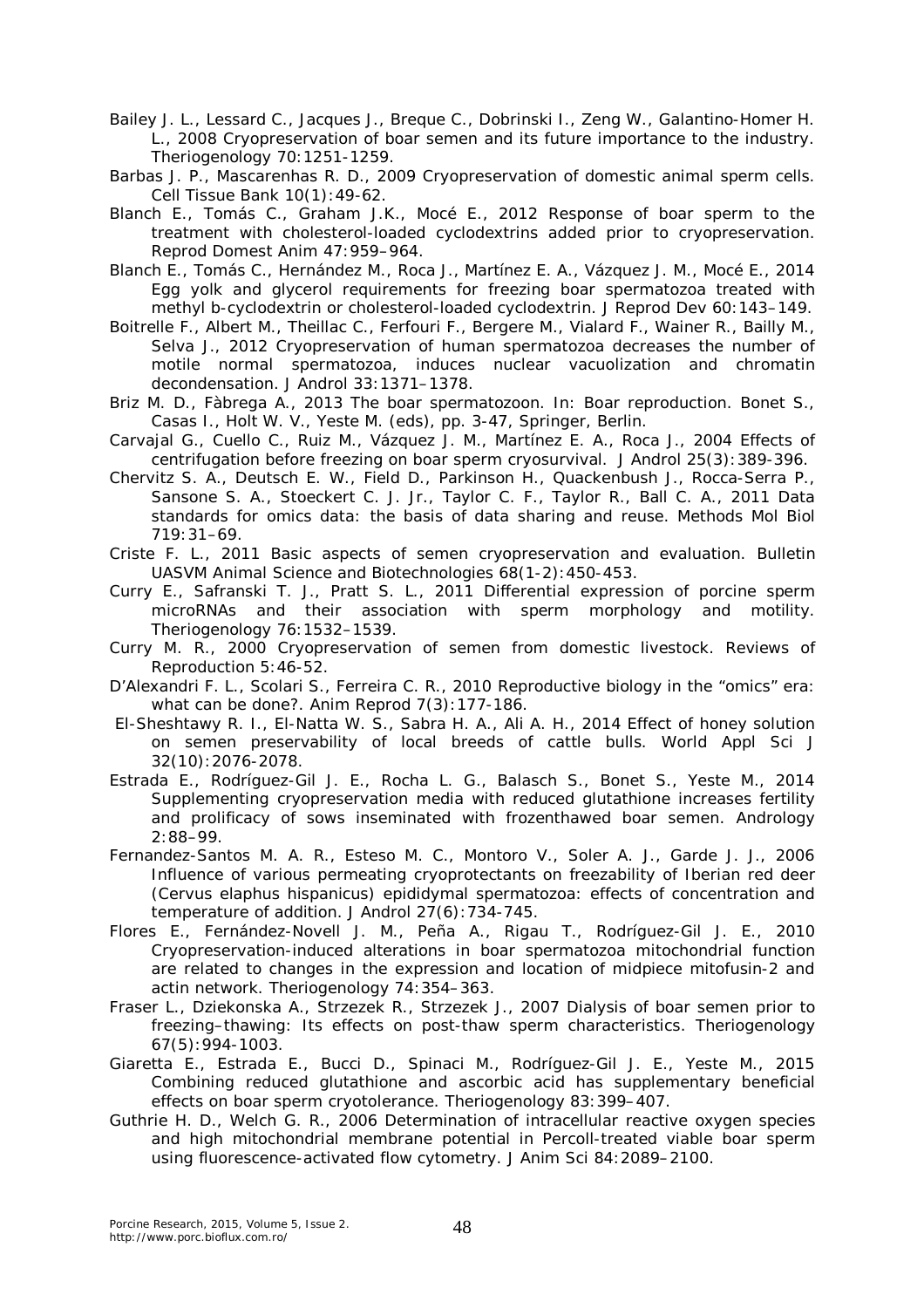Bailey J. L., Lessard C., Jacques J., Breque C., Dobrinski I., Zeng W., Galantino-Homer H. L., 2008 Cryopreservation of boar semen and its future importance to the industry. Theriogenology 70:1251-1259.

Barbas J. P., Mascarenhas R. D., 2009 Cryopreservation of domestic animal sperm cells. Cell Tissue Bank 10(1):49-62.

Blanch E., Tomás C., Graham J.K., Mocé E., 2012 Response of boar sperm to the treatment with cholesterol-loaded cyclodextrins added prior to cryopreservation. Reprod Domest Anim 47:959–964.

Blanch E., Tomás C., Hernández M., Roca J., Martínez E. A., Vázquez J. M., Mocé E., 2014 Egg yolk and glycerol requirements for freezing boar spermatozoa treated with methyl b-cyclodextrin or cholesterol-loaded cyclodextrin. J Reprod Dev 60:143–149.

Boitrelle F., Albert M., Theillac C., Ferfouri F., Bergere M., Vialard F., Wainer R., Bailly M., Selva J., 2012 Cryopreservation of human spermatozoa decreases the number of motile normal spermatozoa, induces nuclear vacuolization and chromatin decondensation. J Androl 33:1371–1378.

Briz M. D., Fàbrega A., 2013 The boar spermatozoon. In: Boar reproduction. Bonet S., Casas I., Holt W. V., Yeste M. (eds), pp. 3-47, Springer, Berlin.

Carvajal G., Cuello C., Ruiz M., Vázquez J. M., Martínez E. A., Roca J., 2004 Effects of centrifugation before freezing on boar sperm cryosurvival. J Androl 25(3):389-396.

Chervitz S. A., Deutsch E. W., Field D., Parkinson H., Quackenbush J., Rocca-Serra P., Sansone S. A., Stoeckert C. J. Jr., Taylor C. F., Taylor R., Ball C. A., 2011 Data standards for omics data: the basis of data sharing and reuse. Methods Mol Biol 719:31–69.

Criste F. L., 2011 Basic aspects of semen cryopreservation and evaluation. Bulletin UASVM Animal Science and Biotechnologies 68(1-2):450-453.

Curry E., Safranski T. J., Pratt S. L., 2011 Differential expression of porcine sperm microRNAs and their association with sperm morphology and motility. Theriogenology 76:1532–1539.

Curry M. R., 2000 Cryopreservation of semen from domestic livestock. Reviews of Reproduction 5:46-52.

D'Alexandri F. L., Scolari S., Ferreira C. R., 2010 Reproductive biology in the "omics" era: what can be done?. Anim Reprod 7(3):177-186.

El-Sheshtawy R. I., El-Natta W. S., Sabra H. A., Ali A. H., 2014 Effect of honey solution on semen preservability of local breeds of cattle bulls. World Appl Sci J 32(10):2076-2078.

Estrada E., Rodríguez-Gil J. E., Rocha L. G., Balasch S., Bonet S., Yeste M., 2014 Supplementing cryopreservation media with reduced glutathione increases fertility and prolificacy of sows inseminated with frozenthawed boar semen. Andrology 2:88–99.

Fernandez-Santos M. A. R., Esteso M. C., Montoro V., Soler A. J., Garde J. J., 2006 Influence of various permeating cryoprotectants on freezability of Iberian red deer (Cervus elaphus hispanicus) epididymal spermatozoa: effects of concentration and temperature of addition. J Androl 27(6):734-745.

Flores E., Fernández-Novell J. M., Peña A., Rigau T., Rodríguez-Gil J. E., 2010 Cryopreservation-induced alterations in boar spermatozoa mitochondrial function are related to changes in the expression and location of midpiece mitofusin-2 and actin network. Theriogenology 74:354–363.

Fraser L., Dziekonska A., Strzezek R., Strzezek J., 2007 Dialysis of boar semen prior to freezing–thawing: Its effects on post-thaw sperm characteristics. Theriogenology 67(5):994-1003.

Giaretta E., Estrada E., Bucci D., Spinaci M., Rodríguez-Gil J. E., Yeste M., 2015 Combining reduced glutathione and ascorbic acid has supplementary beneficial effects on boar sperm cryotolerance. Theriogenology 83:399–407.

Guthrie H. D., Welch G. R., 2006 Determination of intracellular reactive oxygen species and high mitochondrial membrane potential in Percoll-treated viable boar sperm using fluorescence-activated flow cytometry. J Anim Sci 84:2089–2100.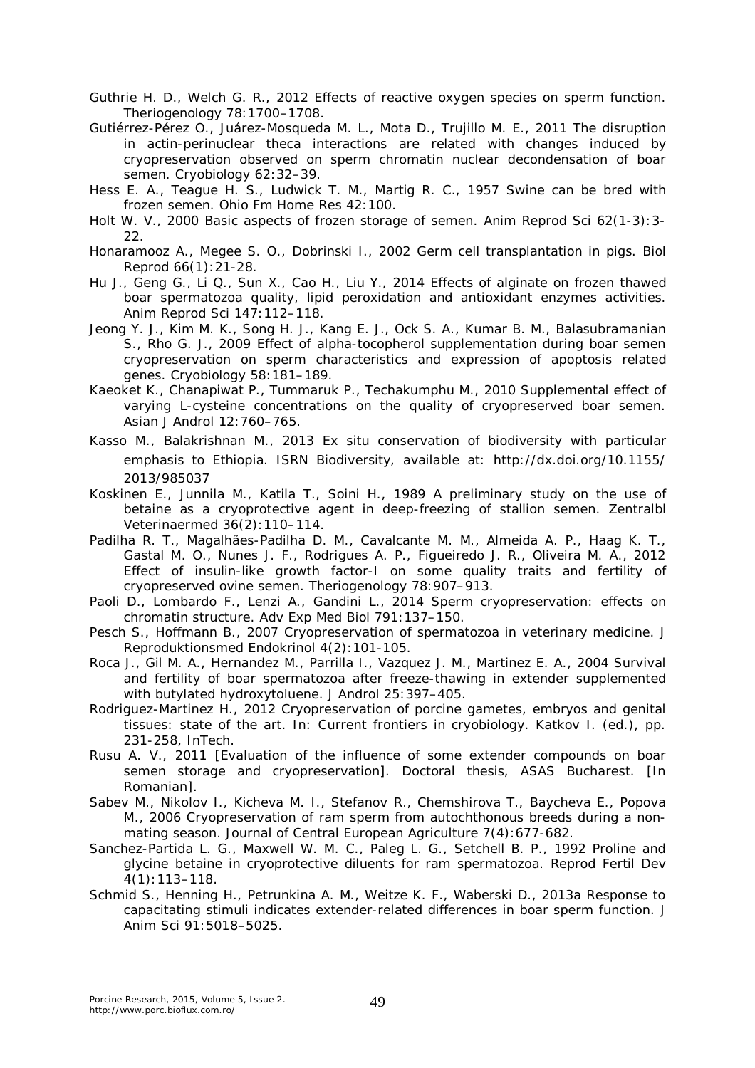Guthrie H. D., Welch G. R., 2012 Effects of reactive oxygen species on sperm function. Theriogenology 78:1700–1708.

Gutiérrez-Pérez O., Juárez-Mosqueda M. L., Mota D., Trujillo M. E., 2011 The disruption in actin-perinuclear theca interactions are related with changes induced by cryopreservation observed on sperm chromatin nuclear decondensation of boar semen. Cryobiology 62:32–39.

Hess E. A., Teague H. S., Ludwick T. M., Martig R. C., 1957 Swine can be bred with frozen semen. Ohio Fm Home Res 42:100.

Holt W. V., 2000 Basic aspects of frozen storage of semen. Anim Reprod Sci 62(1-3):3-22.

Honaramooz A., Megee S. O., Dobrinski I., 2002 Germ cell transplantation in pigs. Biol Reprod 66(1):21-28.

Hu J., Geng G., Li Q., Sun X., Cao H., Liu Y., 2014 Effects of alginate on frozen thawed boar spermatozoa quality, lipid peroxidation and antioxidant enzymes activities. Anim Reprod Sci 147:112–118.

Jeong Y. J., Kim M. K., Song H. J., Kang E. J., Ock S. A., Kumar B. M., Balasubramanian S., Rho G. J., 2009 Effect of alpha-tocopherol supplementation during boar semen cryopreservation on sperm characteristics and expression of apoptosis related genes. Cryobiology 58:181–189.

Kaeoket K., Chanapiwat P., Tummaruk P., Techakumphu M., 2010 Supplemental effect of varying L-cysteine concentrations on the quality of cryopreserved boar semen. Asian J Androl 12:760–765.

Kasso M., Balakrishnan M., 2013 Ex situ conservation of biodiversity with particular emphasis to Ethiopia. ISRN Biodiversity, available at: http://dx.doi.org/10.1155/2013/985037

Koskinen E., Junnila M., Katila T., Soini H., 1989 A preliminary study on the use of betaine as a cryoprotective agent in deep-freezing of stallion semen. Zentralbl Veterinaermed 36(2):110–114.

Padilha R. T., Magalhães-Padilha D. M., Cavalcante M. M., Almeida A. P., Haag K. T., Gastal M. O., Nunes J. F., Rodrigues A. P., Figueiredo J. R., Oliveira M. A., 2012 Effect of insulin-like growth factor-I on some quality traits and fertility of cryopreserved ovine semen. Theriogenology 78:907–913.

Paoli D., Lombardo F., Lenzi A., Gandini L., 2014 Sperm cryopreservation: effects on chromatin structure. Adv Exp Med Biol 791:137–150.

Pesch S., Hoffmann B., 2007 Cryopreservation of spermatozoa in veterinary medicine. J Reproduktionsmed Endokrinol 4(2):101-105.

Roca J., Gil M. A., Hernandez M., Parrilla I., Vazquez J. M., Martinez E. A., 2004 Survival and fertility of boar spermatozoa after freeze-thawing in extender supplemented with butylated hydroxytoluene. J Androl 25:397–405.

Rodriguez-Martinez H., 2012 Cryopreservation of porcine gametes, embryos and genital tissues: state of the art. In: Current frontiers in cryobiology. Katkov I. (ed.), pp. 231-258, InTech.

Rusu A. V., 2011 [Evaluation of the influence of some extender compounds on boar semen storage and cryopreservation]. Doctoral thesis, ASAS Bucharest. [In Romanian].

Sabev M., Nikolov I., Kicheva M. I., Stefanov R., Chemshirova T., Baycheva E., Popova M., 2006 Cryopreservation of ram sperm from autochthonous breeds during a non-mating season. Journal of Central European Agriculture 7(4):677-682.

Sanchez-Partida L. G., Maxwell W. M. C., Paleg L. G., Setchell B. P., 1992 Proline and glycine betaine in cryoprotective diluents for ram spermatozoa. Reprod Fertil Dev 4(1):113–118.

Schmid S., Henning H., Petrunkina A. M., Weitze K. F., Waberski D., 2013a Response to capacitating stimuli indicates extender-related differences in boar sperm function. J Anim Sci 91:5018–5025.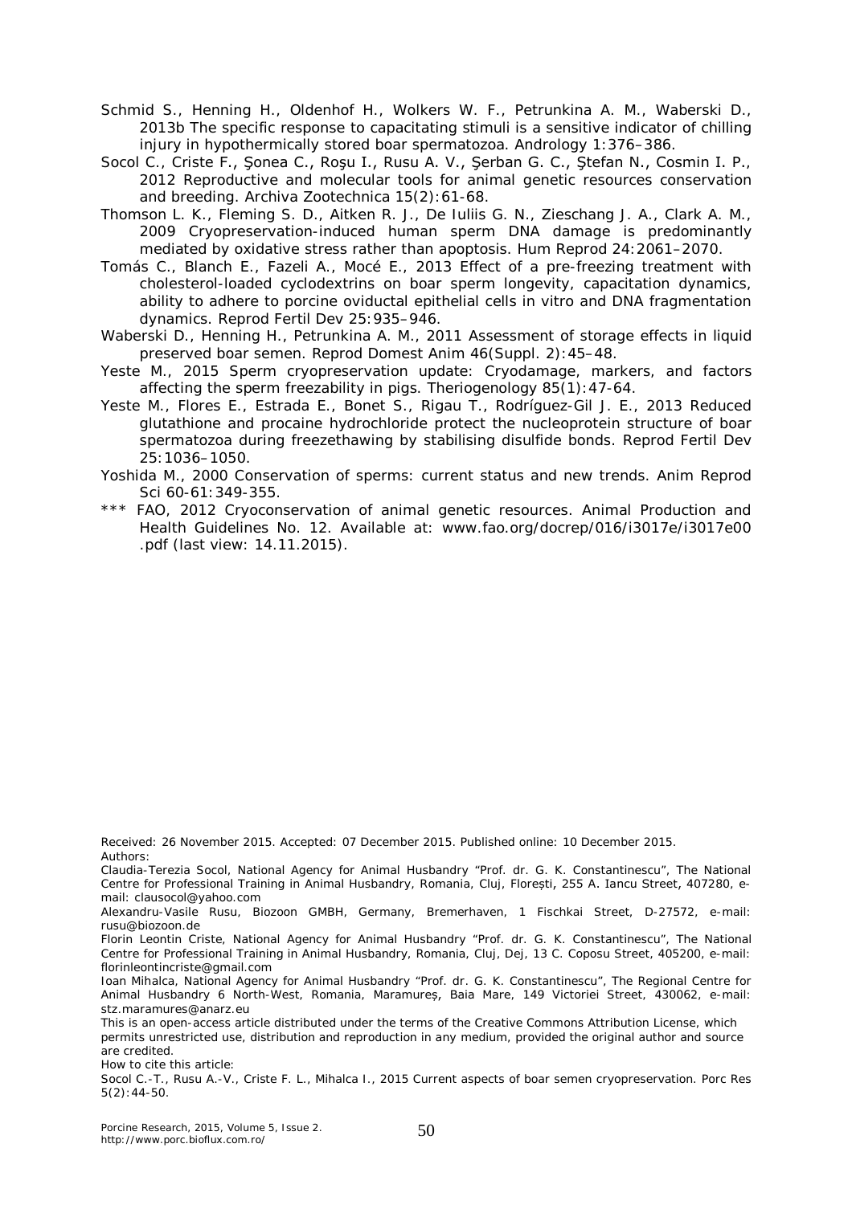Schmid S., Henning H., Oldenhof H., Wolkers W. F., Petrunkina A. M., Waberski D., 2013b The specific response to capacitating stimuli is a sensitive indicator of chilling injury in hypothermically stored boar spermatozoa. Andrology 1:376–386.

Socol C., Criste F., Şonea C., Roşu I., Rusu A. V., Şerban G. C., Ştefan N., Cosmin I. P., 2012 Reproductive and molecular tools for animal genetic resources conservation and breeding. Archiva Zootechnica 15(2):61-68.

Thomson L. K., Fleming S. D., Aitken R. J., De Iuliis G. N., Zieschang J. A., Clark A. M., 2009 Cryopreservation-induced human sperm DNA damage is predominantly mediated by oxidative stress rather than apoptosis. Hum Reprod 24:2061–2070.

Tomás C., Blanch E., Fazeli A., Mocé E., 2013 Effect of a pre-freezing treatment with cholesterol-loaded cyclodextrins on boar sperm longevity, capacitation dynamics, ability to adhere to porcine oviductal epithelial cells in vitro and DNA fragmentation dynamics. Reprod Fertil Dev 25:935–946.

Waberski D., Henning H., Petrunkina A. M., 2011 Assessment of storage effects in liquid preserved boar semen. Reprod Domest Anim 46(Suppl. 2):45–48.

Yeste M., 2015 Sperm cryopreservation update: Cryodamage, markers, and factors affecting the sperm freezability in pigs. Theriogenology 85(1):47-64.

Yeste M., Flores E., Estrada E., Bonet S., Rigau T., Rodríguez-Gil J. E., 2013 Reduced glutathione and procaine hydrochloride protect the nucleoprotein structure of boar spermatozoa during freezethawing by stabilising disulfide bonds. Reprod Fertil Dev 25:1036–1050.

Yoshida M., 2000 Conservation of sperms: current status and new trends. Anim Reprod Sci 60-61:349-355.

*** FAO, 2012 Cryoconservation of animal genetic resources. Animal Production and Health Guidelines No. 12. Available at: www.fao.org/docrep/016/i3017e/i3017e00 .pdf (last view: 14.11.2015).

Received: 26 November 2015. Accepted: 07 December 2015. Published online: 10 December 2015.

Authors:

Claudia-Terezia Socol, National Agency for Animal Husbandry "Prof. dr. G. K. Constantinescu", The National Centre for Professional Training in Animal Husbandry, Romania, Cluj, Florești, 255 A. Iancu Street, 407280, e-mail: clausocol@yahoo.com

Alexandru-Vasile Rusu, Biozoon GMBH, Germany, Bremerhaven, 1 Fischkai Street, D-27572, e-mail: rusu@biozoon.de

Florin Leontin Criste, National Agency for Animal Husbandry "Prof. dr. G. K. Constantinescu", The National Centre for Professional Training in Animal Husbandry, Romania, Cluj, Dej, 13 C. Coposu Street, 405200, e-mail: florinleontincriste@gmail.com

Ioan Mihalca, National Agency for Animal Husbandry "Prof. dr. G. K. Constantinescu", The Regional Centre for Animal Husbandry 6 North-West, Romania, Maramureș, Baia Mare, 149 Victoriei Street, 430062, e-mail: stz.maramures@anarz.eu

This is an open-access article distributed under the terms of the Creative Commons Attribution License, which permits unrestricted use, distribution and reproduction in any medium, provided the original author and source are credited.

How to cite this article:

Socol C.-T., Rusu A.-V., Criste F. L., Mihalca I., 2015 Current aspects of boar semen cryopreservation. Porc Res 5(2):44-50.